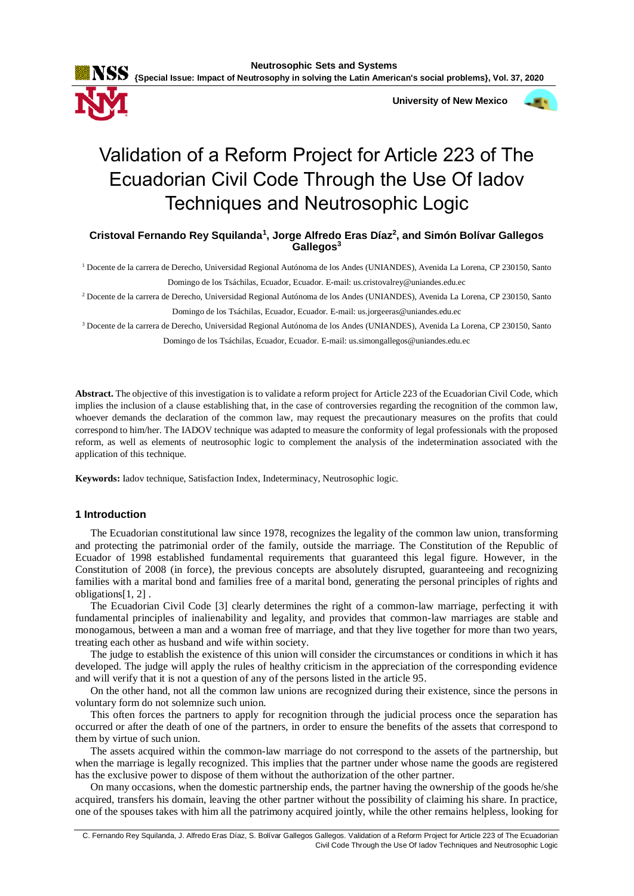# Validation of a Reform Project for Article 223 of The Ecuadorian Civil Code Through the Use Of Iadov Techniques and Neutrosophic Logic

**Cristoval Fernando Rey Squilanda[1], Jorge Alfredo Eras Díaz[2], and Simón Bolívar Gallegos Gallegos[3]**

[1] Docente de la carrera de Derecho, Universidad Regional Autónoma de los Andes (UNIANDES), Avenida La Lorena, CP 230150, Santo Domingo de los Tsáchilas, Ecuador, Ecuador. E-mail: us.cristovalrey@uniandes.edu.ec

[2] Docente de la carrera de Derecho, Universidad Regional Autónoma de los Andes (UNIANDES), Avenida La Lorena, CP 230150, Santo Domingo de los Tsáchilas, Ecuador, Ecuador. E-mail: us.jorgeeras@uniandes.edu.ec

[3] Docente de la carrera de Derecho, Universidad Regional Autónoma de los Andes (UNIANDES), Avenida La Lorena, CP 230150, Santo Domingo de los Tsáchilas, Ecuador, Ecuador. E-mail: us.simongallegos@uniandes.edu.ec

**Abstract.** The objective of this investigation is to validate a reform project for Article 223 of the Ecuadorian Civil Code, which implies the inclusion of a clause establishing that, in the case of controversies regarding the recognition of the common law, whoever demands the declaration of the common law, may request the precautionary measures on the profits that could correspond to him/her. The IADOV technique was adapted to measure the conformity of legal professionals with the proposed reform, as well as elements of neutrosophic logic to complement the analysis of the indetermination associated with the application of this technique.

**Keywords:** Iadov technique, Satisfaction Index, Indeterminacy, Neutrosophic logic.

## 1 Introduction

The Ecuadorian constitutional law since 1978, recognizes the legality of the common law union, transforming and protecting the patrimonial order of the family, outside the marriage. The Constitution of the Republic of Ecuador of 1998 established fundamental requirements that guaranteed this legal figure. However, in the Constitution of 2008 (in force), the previous concepts are absolutely disrupted, guaranteeing and recognizing families with a marital bond and families free of a marital bond, generating the personal principles of rights and obligations[1, 2] .

The Ecuadorian Civil Code [3] clearly determines the right of a common-law marriage, perfecting it with fundamental principles of inalienability and legality, and provides that common-law marriages are stable and monogamous, between a man and a woman free of marriage, and that they live together for more than two years, treating each other as husband and wife within society.

The judge to establish the existence of this union will consider the circumstances or conditions in which it has developed. The judge will apply the rules of healthy criticism in the appreciation of the corresponding evidence and will verify that it is not a question of any of the persons listed in the article 95.

On the other hand, not all the common law unions are recognized during their existence, since the persons in voluntary form do not solemnize such union.

This often forces the partners to apply for recognition through the judicial process once the separation has occurred or after the death of one of the partners, in order to ensure the benefits of the assets that correspond to them by virtue of such union.

The assets acquired within the common-law marriage do not correspond to the assets of the partnership, but when the marriage is legally recognized. This implies that the partner under whose name the goods are registered has the exclusive power to dispose of them without the authorization of the other partner.

On many occasions, when the domestic partnership ends, the partner having the ownership of the goods he/she acquired, transfers his domain, leaving the other partner without the possibility of claiming his share. In practice, one of the spouses takes with him all the patrimony acquired jointly, while the other remains helpless, looking for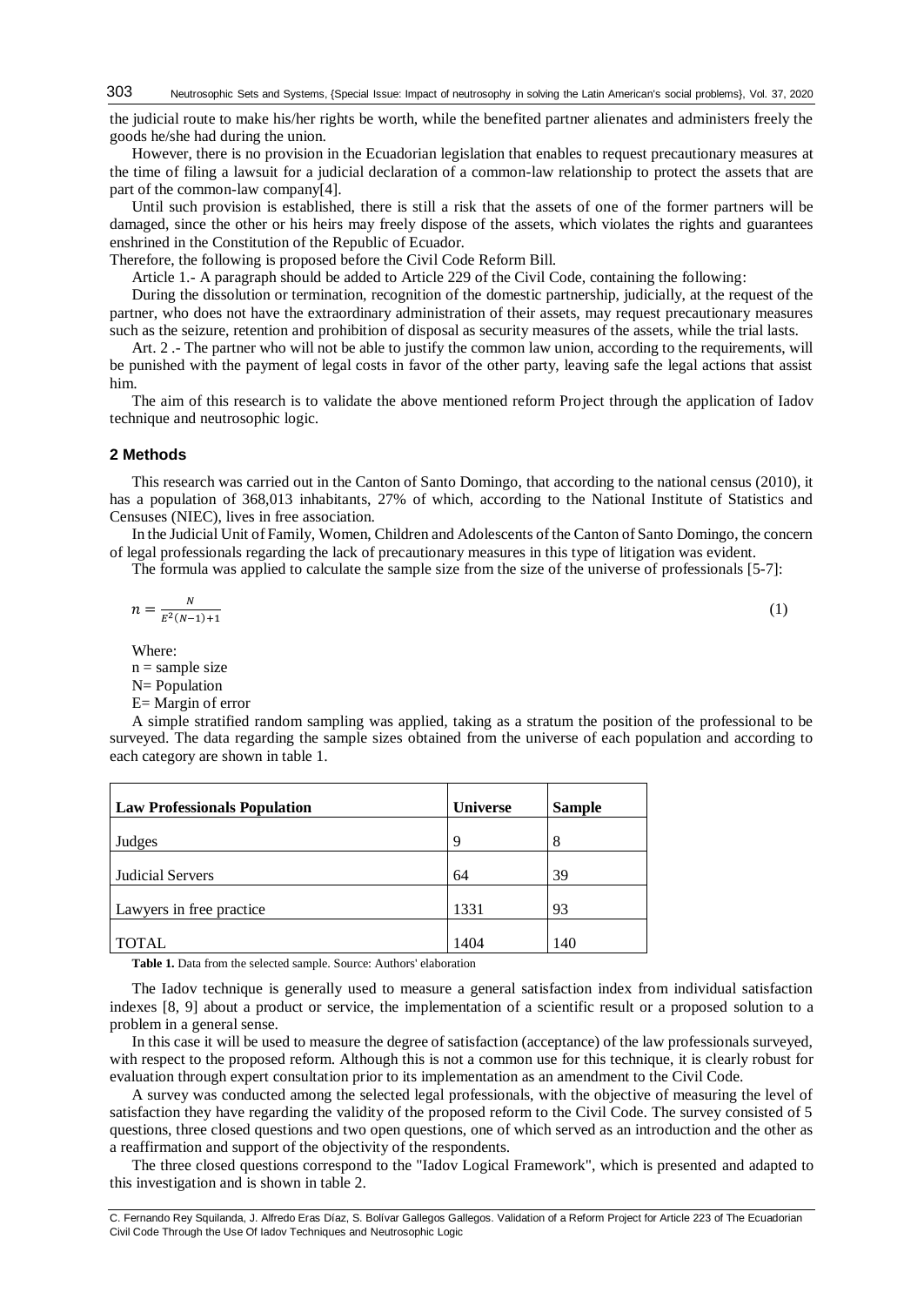the judicial route to make his/her rights be worth, while the benefited partner alienates and administers freely the goods he/she had during the union.

However, there is no provision in the Ecuadorian legislation that enables to request precautionary measures at the time of filing a lawsuit for a judicial declaration of a common-law relationship to protect the assets that are part of the common-law company[4].

Until such provision is established, there is still a risk that the assets of one of the former partners will be damaged, since the other or his heirs may freely dispose of the assets, which violates the rights and guarantees enshrined in the Constitution of the Republic of Ecuador.

Therefore, the following is proposed before the Civil Code Reform Bill.

Article 1.- A paragraph should be added to Article 229 of the Civil Code, containing the following:

During the dissolution or termination, recognition of the domestic partnership, judicially, at the request of the partner, who does not have the extraordinary administration of their assets, may request precautionary measures such as the seizure, retention and prohibition of disposal as security measures of the assets, while the trial lasts.

Art. 2 .- The partner who will not be able to justify the common law union, according to the requirements, will be punished with the payment of legal costs in favor of the other party, leaving safe the legal actions that assist him.

The aim of this research is to validate the above mentioned reform Project through the application of Iadov technique and neutrosophic logic.

## 2 Methods

This research was carried out in the Canton of Santo Domingo, that according to the national census (2010), it has a population of 368,013 inhabitants, 27% of which, according to the National Institute of Statistics and Censuses (NIEC), lives in free association.

In the Judicial Unit of Family, Women, Children and Adolescents of the Canton of Santo Domingo, the concern of legal professionals regarding the lack of precautionary measures in this type of litigation was evident.

The formula was applied to calculate the sample size from the size of the universe of professionals [5-7]:

$$n = \frac{N}{E^2(N-1)+1} \tag{1}$$

Where:

n = sample size

N= Population

E= Margin of error

A simple stratified random sampling was applied, taking as a stratum the position of the professional to be surveyed. The data regarding the sample sizes obtained from the universe of each population and according to each category are shown in table 1.

| Law Professionals Population | Universe | Sample |
|---|---|---|
| Judges | 9 | 8 |
| Judicial Servers | 64 | 39 |
| Lawyers in free practice | 1331 | 93 |
| TOTAL | 1404 | 140 |

**Table 1.** Data from the selected sample. Source: Authors' elaboration

The Iadov technique is generally used to measure a general satisfaction index from individual satisfaction indexes [8, 9] about a product or service, the implementation of a scientific result or a proposed solution to a problem in a general sense.

In this case it will be used to measure the degree of satisfaction (acceptance) of the law professionals surveyed, with respect to the proposed reform. Although this is not a common use for this technique, it is clearly robust for evaluation through expert consultation prior to its implementation as an amendment to the Civil Code.

A survey was conducted among the selected legal professionals, with the objective of measuring the level of satisfaction they have regarding the validity of the proposed reform to the Civil Code. The survey consisted of 5 questions, three closed questions and two open questions, one of which served as an introduction and the other as a reaffirmation and support of the objectivity of the respondents.

The three closed questions correspond to the "Iadov Logical Framework", which is presented and adapted to this investigation and is shown in table 2.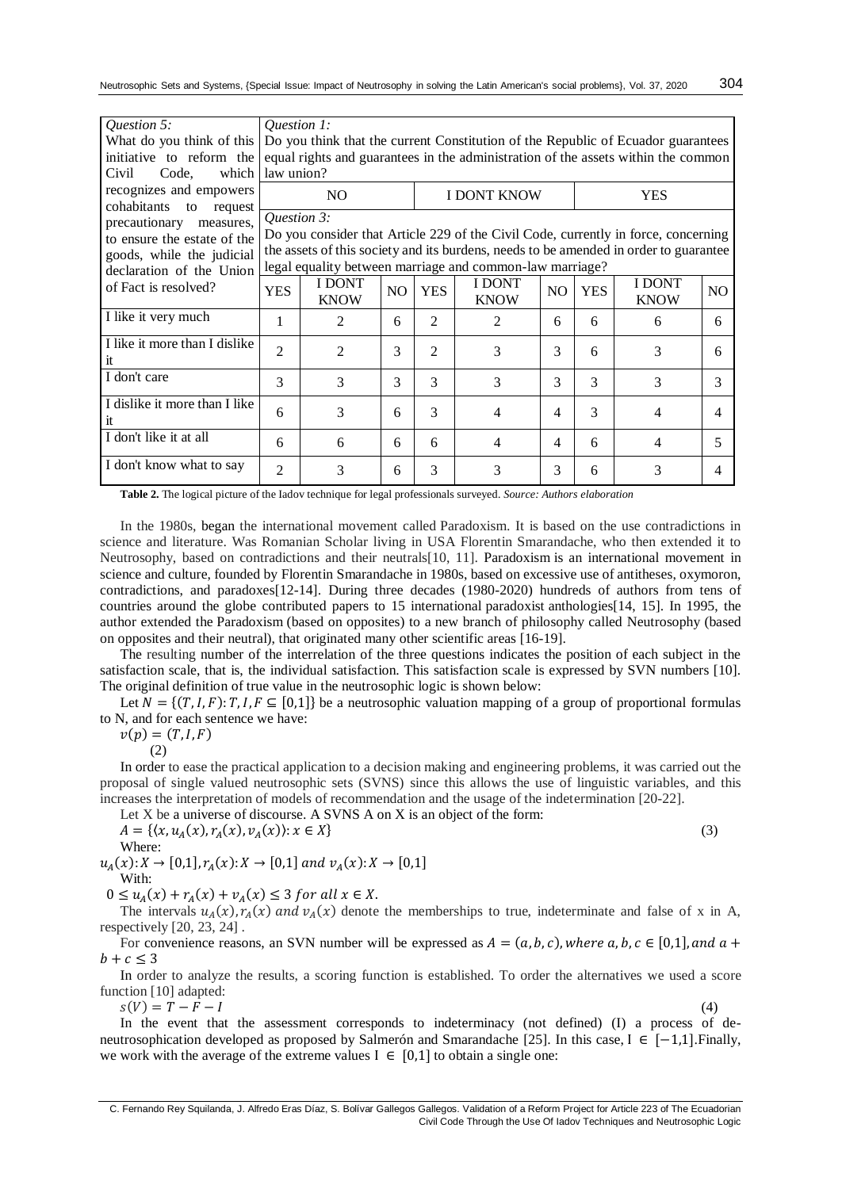| *Question 5:* What do you think of this initiative to reform the Civil Code, which recognizes and empowers cohabitants to request precautionary measures, to ensure the estate of the goods, while the judicial declaration of the Union of Fact is resolved? | *Question 1:* Do you think that the current Constitution of the Republic of Ecuador guarantees equal rights and guarantees in the administration of the assets within the common law union? | | | | | | | | |
|---|---|---|---|---|---|---|---|---|---|
| | NO | | | I DONT KNOW | | | YES | | |
| | *Question 3:* Do you consider that Article 229 of the Civil Code, currently in force, concerning the assets of this society and its burdens, needs to be amended in order to guarantee legal equality between marriage and common-law marriage? | | | | | | | | |
| | YES | I DONT KNOW | NO | YES | I DONT KNOW | NO | YES | I DONT KNOW | NO |
| I like it very much | 1 | 2 | 6 | 2 | 2 | 6 | 6 | 6 | 6 |
| I like it more than I dislike it | 2 | 2 | 3 | 2 | 3 | 3 | 6 | 3 | 6 |
| I don't care | 3 | 3 | 3 | 3 | 3 | 3 | 3 | 3 | 3 |
| I dislike it more than I like it | 6 | 3 | 6 | 3 | 4 | 4 | 3 | 4 | 4 |
| I don't like it at all | 6 | 6 | 6 | 6 | 4 | 4 | 6 | 4 | 5 |
| I don't know what to say | 2 | 3 | 6 | 3 | 3 | 3 | 6 | 3 | 4 |

**Table 2.** The logical picture of the Iadov technique for legal professionals surveyed. *Source: Authors elaboration*

In the 1980s, began the international movement called Paradoxism. It is based on the use contradictions in science and literature. Was Romanian Scholar living in USA Florentin Smarandache, who then extended it to Neutrosophy, based on contradictions and their neutrals[10, 11]. Paradoxism is an international movement in science and culture, founded by Florentin Smarandache in 1980s, based on excessive use of antitheses, oxymoron, contradictions, and paradoxes[12-14]. During three decades (1980-2020) hundreds of authors from tens of countries around the globe contributed papers to 15 international paradoxist anthologies[14, 15]. In 1995, the author extended the Paradoxism (based on opposites) to a new branch of philosophy called Neutrosophy (based on opposites and their neutral), that originated many other scientific areas [16-19].

The resulting number of the interrelation of the three questions indicates the position of each subject in the satisfaction scale, that is, the individual satisfaction. This satisfaction scale is expressed by SVN numbers [10]. The original definition of true value in the neutrosophic logic is shown below:

Let $N = \{(T, I, F): T, I, F \subseteq [0,1]\}$ be a neutrosophic valuation mapping of a group of proportional formulas to N, and for each sentence we have:

$$v(p) = (T, I, F) \quad (2)$$

In order to ease the practical application to a decision making and engineering problems, it was carried out the proposal of single valued neutrosophic sets (SVNS) since this allows the use of linguistic variables, and this increases the interpretation of models of recommendation and the usage of the indetermination [20-22].

Let X be a universe of discourse. A SVNS A on X is an object of the form:

$$A = \{\langle x, u_A(x), r_A(x), v_A(x)\rangle : x \in X\} \quad (3)$$

Where:

$u_A(x): X \to [0,1], r_A(x): X \to [0,1]$ and $v_A(x): X \to [0,1]$

With:

$0 \leq u_A(x) + r_A(x) + v_A(x) \leq 3$ for all $x \in X$.

The intervals $u_A(x), r_A(x)$ and $v_A(x)$ denote the memberships to true, indeterminate and false of x in A, respectively [20, 23, 24] .

For convenience reasons, an SVN number will be expressed as $A = (a, b, c)$, where $a, b, c \in [0,1]$, and $a + b + c \leq 3$

In order to analyze the results, a scoring function is established. To order the alternatives we used a score function [10] adapted:

$$s(V) = T - F - I \quad (4)$$

In the event that the assessment corresponds to indeterminacy (not defined) (I) a process of de-neutrosophication developed as proposed by Salmerón and Smarandache [25]. In this case, $I \in [-1,1]$. Finally, we work with the average of the extreme values $I \in [0,1]$ to obtain a single one: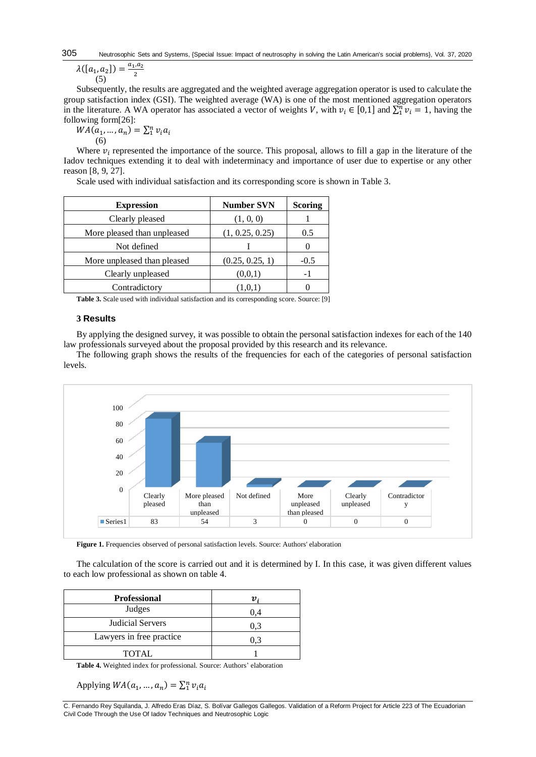$$\lambda([a_1, a_2]) = \frac{a_1, a_2}{2} \quad (5)$$

Subsequently, the results are aggregated and the weighted average aggregation operator is used to calculate the group satisfaction index (GSI). The weighted average (WA) is one of the most mentioned aggregation operators in the literature. A WA operator has associated a vector of weights $V$, with $v_i \in [0,1]$ and $\sum_1^n v_i = 1$, having the following form[26]:

$$WA(a_1, \ldots, a_n) = \sum_1^n v_i a_i \quad (6)$$

Where $v_i$ represented the importance of the source. This proposal, allows to fill a gap in the literature of the Iadov techniques extending it to deal with indeterminacy and importance of user due to expertise or any other reason [8, 9, 27].

Scale used with individual satisfaction and its corresponding score is shown in Table 3.

| Expression | Number SVN | Scoring |
|---|---|---|
| Clearly pleased | (1, 0, 0) | 1 |
| More pleased than unpleased | (1, 0.25, 0.25) | 0.5 |
| Not defined | I | 0 |
| More unpleased than pleased | (0.25, 0.25, 1) | -0.5 |
| Clearly unpleased | (0,0,1) | -1 |
| Contradictory | (1,0,1) | 0 |

**Table 3.** Scale used with individual satisfaction and its corresponding score. Source: [9]

## 3 Results

By applying the designed survey, it was possible to obtain the personal satisfaction indexes for each of the 140 law professionals surveyed about the proposal provided by this research and its relevance.

The following graph shows the results of the frequencies for each of the categories of personal satisfaction levels.

| | Clearly pleased | More pleased than unpleased | Not defined | More unpleased than pleased | Clearly unpleased | Contradictory |
|---|---|---|---|---|---|---|
| Series1 | 83 | 54 | 3 | 0 | 0 | 0 |

**Figure 1.** Frequencies observed of personal satisfaction levels. Source: Authors' elaboration

The calculation of the score is carried out and it is determined by I. In this case, it was given different values to each low professional as shown on table 4.

| Professional | $v_i$ |
|---|---|
| Judges | 0,4 |
| Judicial Servers | 0,3 |
| Lawyers in free practice | 0,3 |
| TOTAL | 1 |

**Table 4.** Weighted index for professional. Source: Authors' elaboration

Applying $WA(a_1, \ldots, a_n) = \sum_1^n v_i a_i$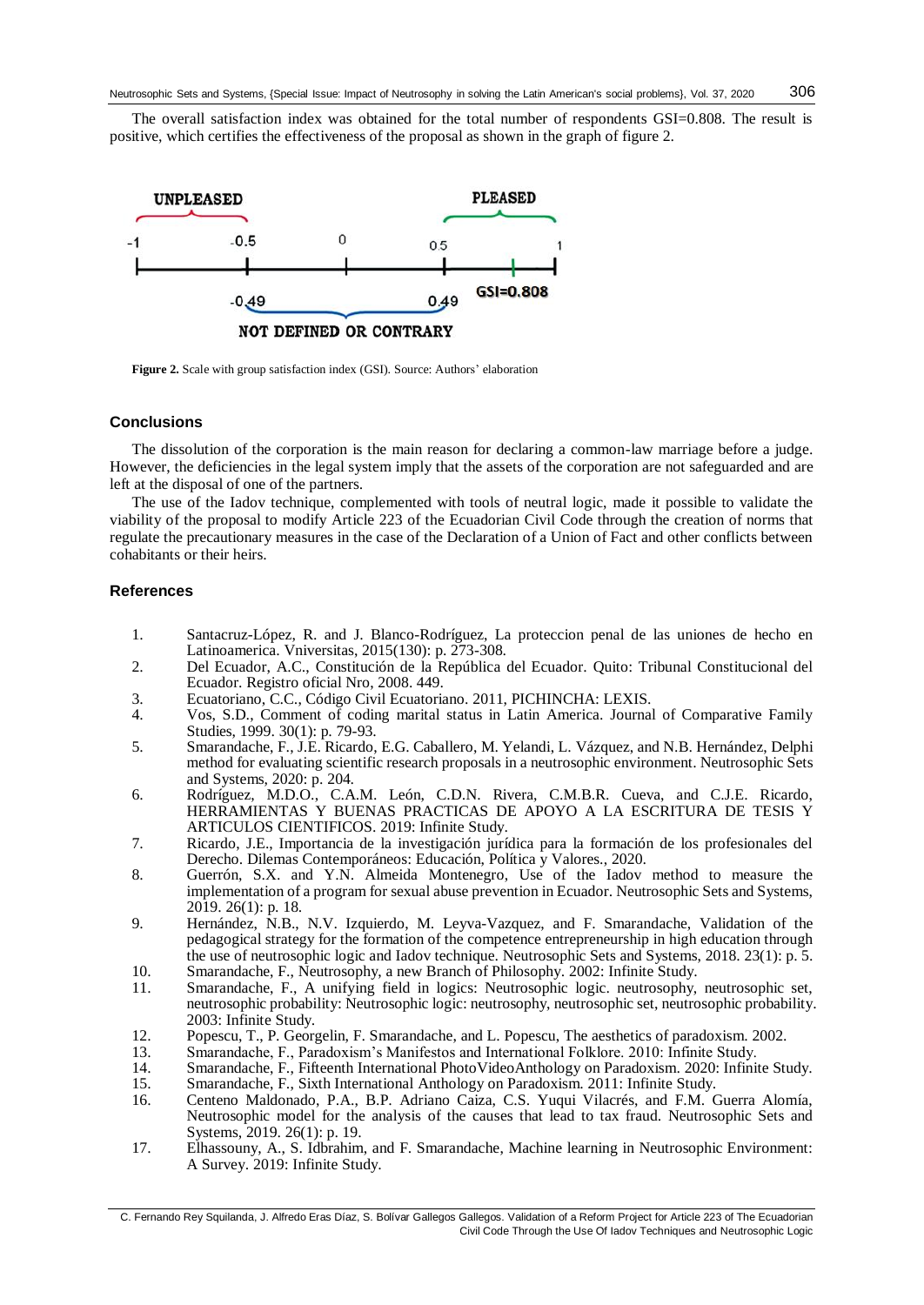The overall satisfaction index was obtained for the total number of respondents GSI=0.808. The result is positive, which certifies the effectiveness of the proposal as shown in the graph of figure 2.

**Figure 2.** Scale with group satisfaction index (GSI). Source: Authors' elaboration

## Conclusions

The dissolution of the corporation is the main reason for declaring a common-law marriage before a judge. However, the deficiencies in the legal system imply that the assets of the corporation are not safeguarded and are left at the disposal of one of the partners.

The use of the Iadov technique, complemented with tools of neutral logic, made it possible to validate the viability of the proposal to modify Article 223 of the Ecuadorian Civil Code through the creation of norms that regulate the precautionary measures in the case of the Declaration of a Union of Fact and other conflicts between cohabitants or their heirs.

## References

1. Santacruz-López, R. and J. Blanco-Rodríguez, La proteccion penal de las uniones de hecho en Latinoamerica. Vniversitas, 2015(130): p. 273-308.
2. Del Ecuador, A.C., Constitución de la República del Ecuador. Quito: Tribunal Constitucional del Ecuador. Registro oficial Nro, 2008. 449.
3. Ecuatoriano, C.C., Código Civil Ecuatoriano. 2011, PICHINCHA: LEXIS.
4. Vos, S.D., Comment of coding marital status in Latin America. Journal of Comparative Family Studies, 1999. 30(1): p. 79-93.
5. Smarandache, F., J.E. Ricardo, E.G. Caballero, M. Yelandi, L. Vázquez, and N.B. Hernández, Delphi method for evaluating scientific research proposals in a neutrosophic environment. Neutrosophic Sets and Systems, 2020: p. 204.
6. Rodríguez, M.D.O., C.A.M. León, C.D.N. Rivera, C.M.B.R. Cueva, and C.J.E. Ricardo, HERRAMIENTAS Y BUENAS PRACTICAS DE APOYO A LA ESCRITURA DE TESIS Y ARTICULOS CIENTIFICOS. 2019: Infinite Study.
7. Ricardo, J.E., Importancia de la investigación jurídica para la formación de los profesionales del Derecho. Dilemas Contemporáneos: Educación, Política y Valores., 2020.
8. Guerrón, S.X. and Y.N. Almeida Montenegro, Use of the Iadov method to measure the implementation of a program for sexual abuse prevention in Ecuador. Neutrosophic Sets and Systems, 2019. 26(1): p. 18.
9. Hernández, N.B., N.V. Izquierdo, M. Leyva-Vazquez, and F. Smarandache, Validation of the pedagogical strategy for the formation of the competence entrepreneurship in high education through the use of neutrosophic logic and Iadov technique. Neutrosophic Sets and Systems, 2018. 23(1): p. 5.
10. Smarandache, F., Neutrosophy, a new Branch of Philosophy. 2002: Infinite Study.
11. Smarandache, F., A unifying field in logics: Neutrosophic logic. neutrosophy, neutrosophic set, neutrosophic probability: Neutrosophic logic: neutrosophy, neutrosophic set, neutrosophic probability. 2003: Infinite Study.
12. Popescu, T., P. Georgelin, F. Smarandache, and L. Popescu, The aesthetics of paradoxism. 2002.
13. Smarandache, F., Paradoxism's Manifestos and International Folklore. 2010: Infinite Study.
14. Smarandache, F., Fifteenth International PhotoVideoAnthology on Paradoxism. 2020: Infinite Study.
15. Smarandache, F., Sixth International Anthology on Paradoxism. 2011: Infinite Study.
16. Centeno Maldonado, P.A., B.P. Adriano Caiza, C.S. Yuqui Vilacrés, and F.M. Guerra Alomía, Neutrosophic model for the analysis of the causes that lead to tax fraud. Neutrosophic Sets and Systems, 2019. 26(1): p. 19.
17. Elhassouny, A., S. Idbrahim, and F. Smarandache, Machine learning in Neutrosophic Environment: A Survey. 2019: Infinite Study.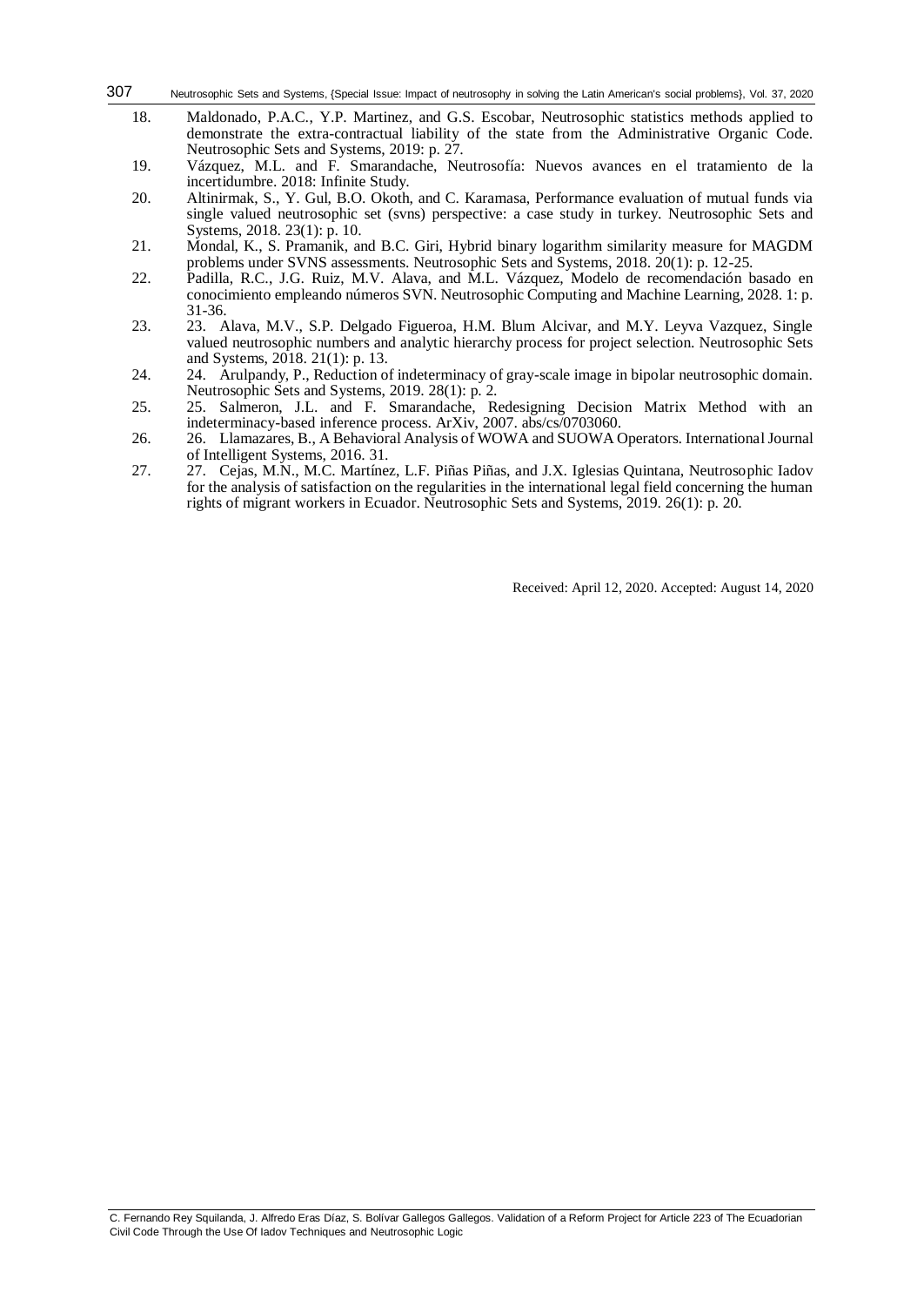18. Maldonado, P.A.C., Y.P. Martinez, and G.S. Escobar, Neutrosophic statistics methods applied to demonstrate the extra-contractual liability of the state from the Administrative Organic Code. Neutrosophic Sets and Systems, 2019: p. 27.
19. Vázquez, M.L. and F. Smarandache, Neutrosofía: Nuevos avances en el tratamiento de la incertidumbre. 2018: Infinite Study.
20. Altinirmak, S., Y. Gul, B.O. Okoth, and C. Karamasa, Performance evaluation of mutual funds via single valued neutrosophic set (svns) perspective: a case study in turkey. Neutrosophic Sets and Systems, 2018. 23(1): p. 10.
21. Mondal, K., S. Pramanik, and B.C. Giri, Hybrid binary logarithm similarity measure for MAGDM problems under SVNS assessments. Neutrosophic Sets and Systems, 2018. 20(1): p. 12-25.
22. Padilla, R.C., J.G. Ruiz, M.V. Alava, and M.L. Vázquez, Modelo de recomendación basado en conocimiento empleando números SVN. Neutrosophic Computing and Machine Learning, 2028. 1: p. 31-36.
23. 23. Alava, M.V., S.P. Delgado Figueroa, H.M. Blum Alcivar, and M.Y. Leyva Vazquez, Single valued neutrosophic numbers and analytic hierarchy process for project selection. Neutrosophic Sets and Systems, 2018. 21(1): p. 13.
24. 24. Arulpandy, P., Reduction of indeterminacy of gray-scale image in bipolar neutrosophic domain. Neutrosophic Sets and Systems, 2019. 28(1): p. 2.
25. 25. Salmeron, J.L. and F. Smarandache, Redesigning Decision Matrix Method with an indeterminacy-based inference process. ArXiv, 2007. abs/cs/0703060.
26. 26. Llamazares, B., A Behavioral Analysis of WOWA and SUOWA Operators. International Journal of Intelligent Systems, 2016. 31.
27. 27. Cejas, M.N., M.C. Martínez, L.F. Piñas Piñas, and J.X. Iglesias Quintana, Neutrosophic Iadov for the analysis of satisfaction on the regularities in the international legal field concerning the human rights of migrant workers in Ecuador. Neutrosophic Sets and Systems, 2019. 26(1): p. 20.

Received: April 12, 2020. Accepted: August 14, 2020